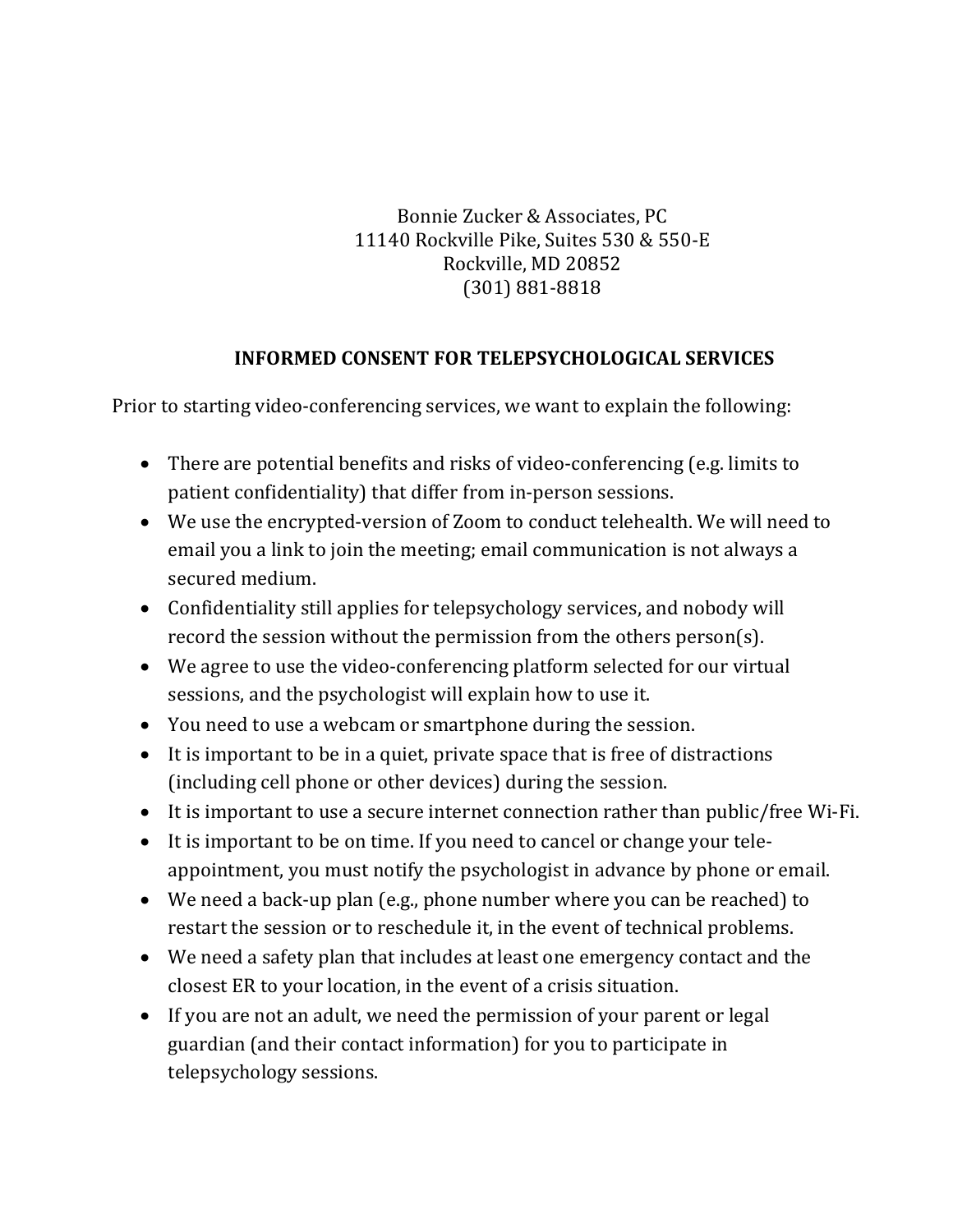Bonnie Zucker & Associates, PC
11140 Rockville Pike, Suites 530 & 550-E
Rockville, MD 20852
(301) 881-8818

## INFORMED CONSENT FOR TELEPSYCHOLOGICAL SERVICES

Prior to starting video-conferencing services, we want to explain the following:

- There are potential benefits and risks of video-conferencing (e.g. limits to patient confidentiality) that differ from in-person sessions.
- We use the encrypted-version of Zoom to conduct telehealth. We will need to email you a link to join the meeting; email communication is not always a secured medium.
- Confidentiality still applies for telepsychology services, and nobody will record the session without the permission from the others person(s).
- We agree to use the video-conferencing platform selected for our virtual sessions, and the psychologist will explain how to use it.
- You need to use a webcam or smartphone during the session.
- It is important to be in a quiet, private space that is free of distractions (including cell phone or other devices) during the session.
- It is important to use a secure internet connection rather than public/free Wi-Fi.
- It is important to be on time. If you need to cancel or change your tele-appointment, you must notify the psychologist in advance by phone or email.
- We need a back-up plan (e.g., phone number where you can be reached) to restart the session or to reschedule it, in the event of technical problems.
- We need a safety plan that includes at least one emergency contact and the closest ER to your location, in the event of a crisis situation.
- If you are not an adult, we need the permission of your parent or legal guardian (and their contact information) for you to participate in telepsychology sessions.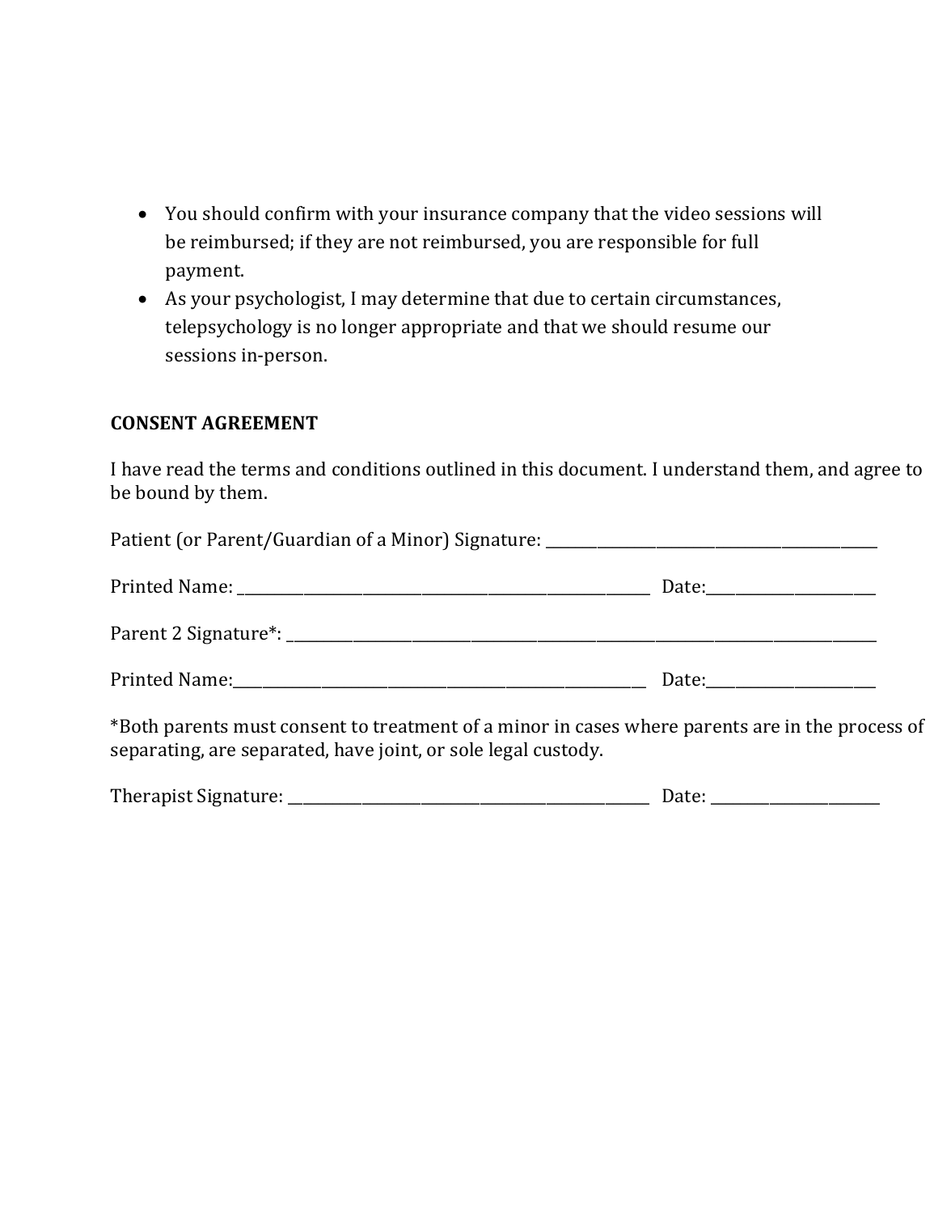- You should confirm with your insurance company that the video sessions will be reimbursed; if they are not reimbursed, you are responsible for full payment.
- As your psychologist, I may determine that due to certain circumstances, telepsychology is no longer appropriate and that we should resume our sessions in-person.

**CONSENT AGREEMENT**

I have read the terms and conditions outlined in this document. I understand them, and agree to be bound by them.

Patient (or Parent/Guardian of a Minor) Signature: ______________________________

Printed Name: ______________________________ Date:______________

Parent 2 Signature*: ______________________________

Printed Name:______________________________ Date:______________

*Both parents must consent to treatment of a minor in cases where parents are in the process of separating, are separated, have joint, or sole legal custody.

Therapist Signature: ______________________________ Date: ______________